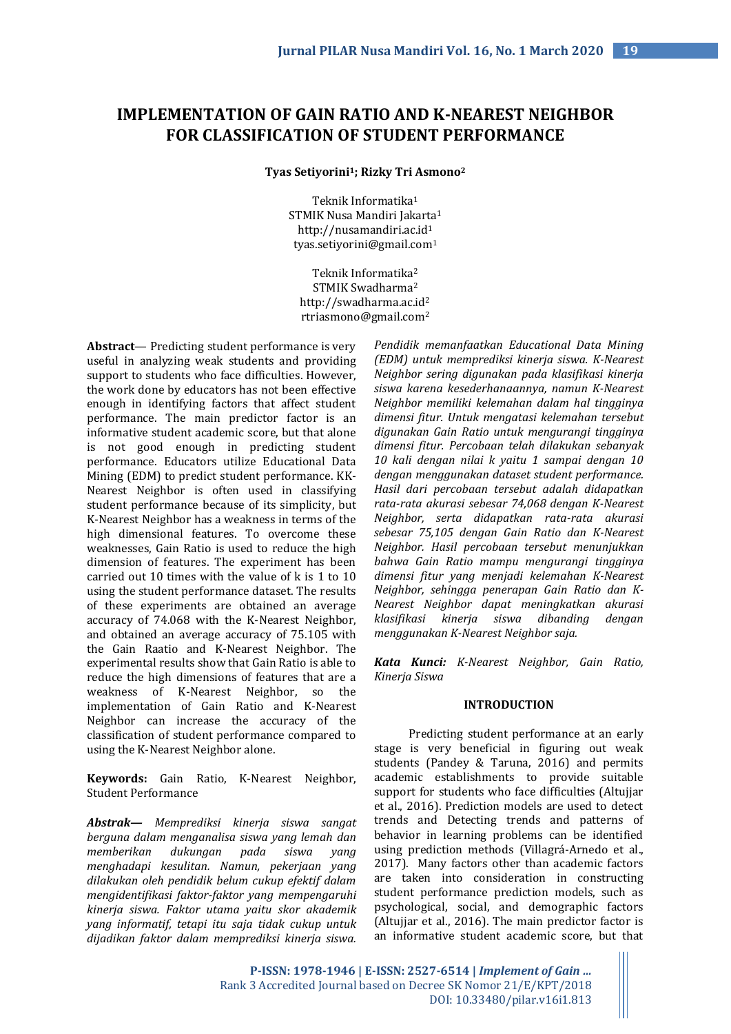# IMPLEMENTATION OF GAIN RATIO AND K-NEAREST NEIGHBOR FOR CLASSIFICATION OF STUDENT PERFORMANCE

**Tyas Setiyorini[1]; Rizky Tri Asmono[2]**

Teknik Informatika[1]
STMIK Nusa Mandiri Jakarta[1]
http://nusamandiri.ac.id[1]
tyas.setiyorini@gmail.com[1]

Teknik Informatika[2]
STMIK Swadharma[2]
http://swadharma.ac.id[2]
rtriasmono@gmail.com[2]

**Abstract**— Predicting student performance is very useful in analyzing weak students and providing support to students who face difficulties. However, the work done by educators has not been effective enough in identifying factors that affect student performance. The main predictor factor is an informative student academic score, but that alone is not good enough in predicting student performance. Educators utilize Educational Data Mining (EDM) to predict student performance. KK-Nearest Neighbor is often used in classifying student performance because of its simplicity, but K-Nearest Neighbor has a weakness in terms of the high dimensional features. To overcome these weaknesses, Gain Ratio is used to reduce the high dimension of features. The experiment has been carried out 10 times with the value of k is 1 to 10 using the student performance dataset. The results of these experiments are obtained an average accuracy of 74.068 with the K-Nearest Neighbor, and obtained an average accuracy of 75.105 with the Gain Raatio and K-Nearest Neighbor. The experimental results show that Gain Ratio is able to reduce the high dimensions of features that are a weakness of K-Nearest Neighbor, so the implementation of Gain Ratio and K-Nearest Neighbor can increase the accuracy of the classification of student performance compared to using the K-Nearest Neighbor alone.

**Keywords:** Gain Ratio, K-Nearest Neighbor, Student Performance

***Abstrak—*** *Memprediksi kinerja siswa sangat berguna dalam menganalisa siswa yang lemah dan memberikan dukungan pada siswa yang menghadapi kesulitan. Namun, pekerjaan yang dilakukan oleh pendidik belum cukup efektif dalam mengidentifikasi faktor-faktor yang mempengaruhi kinerja siswa. Faktor utama yaitu skor akademik yang informatif, tetapi itu saja tidak cukup untuk dijadikan faktor dalam memprediksi kinerja siswa. Pendidik memanfaatkan Educational Data Mining (EDM) untuk memprediksi kinerja siswa. K-Nearest Neighbor sering digunakan pada klasifikasi kinerja siswa karena kesederhanaannya, namun K-Nearest Neighbor memiliki kelemahan dalam hal tingginya dimensi fitur. Untuk mengatasi kelemahan tersebut digunakan Gain Ratio untuk mengurangi tingginya dimensi fitur. Percobaan telah dilakukan sebanyak 10 kali dengan nilai k yaitu 1 sampai dengan 10 dengan menggunakan dataset student performance. Hasil dari percobaan tersebut adalah didapatkan rata-rata akurasi sebesar 74,068 dengan K-Nearest Neighbor, serta didapatkan rata-rata akurasi sebesar 75,105 dengan Gain Ratio dan K-Nearest Neighbor. Hasil percobaan tersebut menunjukkan bahwa Gain Ratio mampu mengurangi tingginya dimensi fitur yang menjadi kelemahan K-Nearest Neighbor, sehingga penerapan Gain Ratio dan K-Nearest Neighbor dapat meningkatkan akurasi klasifikasi kinerja siswa dibanding dengan menggunakan K-Nearest Neighbor saja.*

***Kata Kunci:*** *K-Nearest Neighbor, Gain Ratio, Kinerja Siswa*

## INTRODUCTION

Predicting student performance at an early stage is very beneficial in figuring out weak students (Pandey & Taruna, 2016) and permits academic establishments to provide suitable support for students who face difficulties (Altujjar et al., 2016). Prediction models are used to detect trends and Detecting trends and patterns of behavior in learning problems can be identified using prediction methods (Villagrá-Arnedo et al., 2017). Many factors other than academic factors are taken into consideration in constructing student performance prediction models, such as psychological, social, and demographic factors (Altujjar et al., 2016). The main predictor factor is an informative student academic score, but that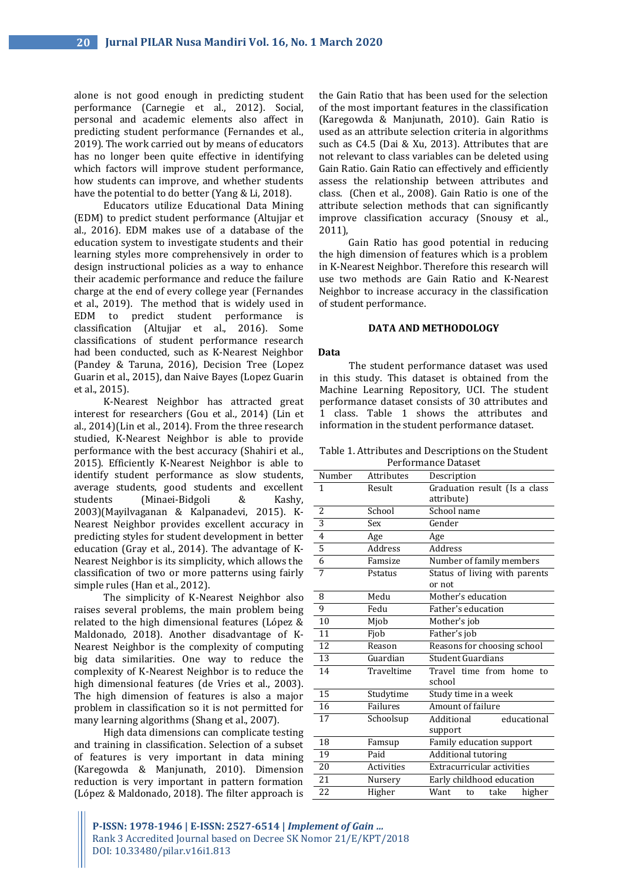alone is not good enough in predicting student performance (Carnegie et al., 2012). Social, personal and academic elements also affect in predicting student performance (Fernandes et al., 2019). The work carried out by means of educators has no longer been quite effective in identifying which factors will improve student performance, how students can improve, and whether students have the potential to do better (Yang & Li, 2018).

Educators utilize Educational Data Mining (EDM) to predict student performance (Altujjar et al., 2016). EDM makes use of a database of the education system to investigate students and their learning styles more comprehensively in order to design instructional policies as a way to enhance their academic performance and reduce the failure charge at the end of every college year (Fernandes et al., 2019). The method that is widely used in EDM to predict student performance is classification (Altujjar et al., 2016). Some classifications of student performance research had been conducted, such as K-Nearest Neighbor (Pandey & Taruna, 2016), Decision Tree (Lopez Guarin et al., 2015), dan Naive Bayes (Lopez Guarin et al., 2015).

K-Nearest Neighbor has attracted great interest for researchers (Gou et al., 2014) (Lin et al., 2014)(Lin et al., 2014). From the three research studied, K-Nearest Neighbor is able to provide performance with the best accuracy (Shahiri et al., 2015). Efficiently K-Nearest Neighbor is able to identify student performance as slow students, average students, good students and excellent students (Minaei-Bidgoli & Kashy, 2003)(Mayilvaganan & Kalpanadevi, 2015). K-Nearest Neighbor provides excellent accuracy in predicting styles for student development in better education (Gray et al., 2014). The advantage of K-Nearest Neighbor is its simplicity, which allows the classification of two or more patterns using fairly simple rules (Han et al., 2012).

The simplicity of K-Nearest Neighbor also raises several problems, the main problem being related to the high dimensional features (López & Maldonado, 2018). Another disadvantage of K-Nearest Neighbor is the complexity of computing big data similarities. One way to reduce the complexity of K-Nearest Neighbor is to reduce the high dimensional features (de Vries et al., 2003). The high dimension of features is also a major problem in classification so it is not permitted for many learning algorithms (Shang et al., 2007).

High data dimensions can complicate testing and training in classification. Selection of a subset of features is very important in data mining (Karegowda & Manjunath, 2010). Dimension reduction is very important in pattern formation (López & Maldonado, 2018). The filter approach is the Gain Ratio that has been used for the selection of the most important features in the classification (Karegowda & Manjunath, 2010). Gain Ratio is used as an attribute selection criteria in algorithms such as C4.5 (Dai & Xu, 2013). Attributes that are not relevant to class variables can be deleted using Gain Ratio. Gain Ratio can effectively and efficiently assess the relationship between attributes and class. (Chen et al., 2008). Gain Ratio is one of the attribute selection methods that can significantly improve classification accuracy (Snousy et al., 2011),

Gain Ratio has good potential in reducing the high dimension of features which is a problem in K-Nearest Neighbor. Therefore this research will use two methods are Gain Ratio and K-Nearest Neighbor to increase accuracy in the classification of student performance.

## DATA AND METHODOLOGY

### Data

The student performance dataset was used in this study. This dataset is obtained from the Machine Learning Repository, UCI. The student performance dataset consists of 30 attributes and 1 class. Table 1 shows the attributes and information in the student performance dataset.

Table 1. Attributes and Descriptions on the Student Performance Dataset

| Number | Attributes | Description |
|---|---|---|
| 1 | Result | Graduation result (Is a class attribute) |
| 2 | School | School name |
| 3 | Sex | Gender |
| 4 | Age | Age |
| 5 | Address | Address |
| 6 | Famsize | Number of family members |
| 7 | Pstatus | Status of living with parents or not |
| 8 | Medu | Mother's education |
| 9 | Fedu | Father's education |
| 10 | Mjob | Mother's job |
| 11 | Fjob | Father's job |
| 12 | Reason | Reasons for choosing school |
| 13 | Guardian | Student Guardians |
| 14 | Traveltime | Travel time from home to school |
| 15 | Studytime | Study time in a week |
| 16 | Failures | Amount of failure |
| 17 | Schoolsup | Additional educational support |
| 18 | Famsup | Family education support |
| 19 | Paid | Additional tutoring |
| 20 | Activities | Extracurricular activities |
| 21 | Nursery | Early childhood education |
| 22 | Higher | Want to take higher |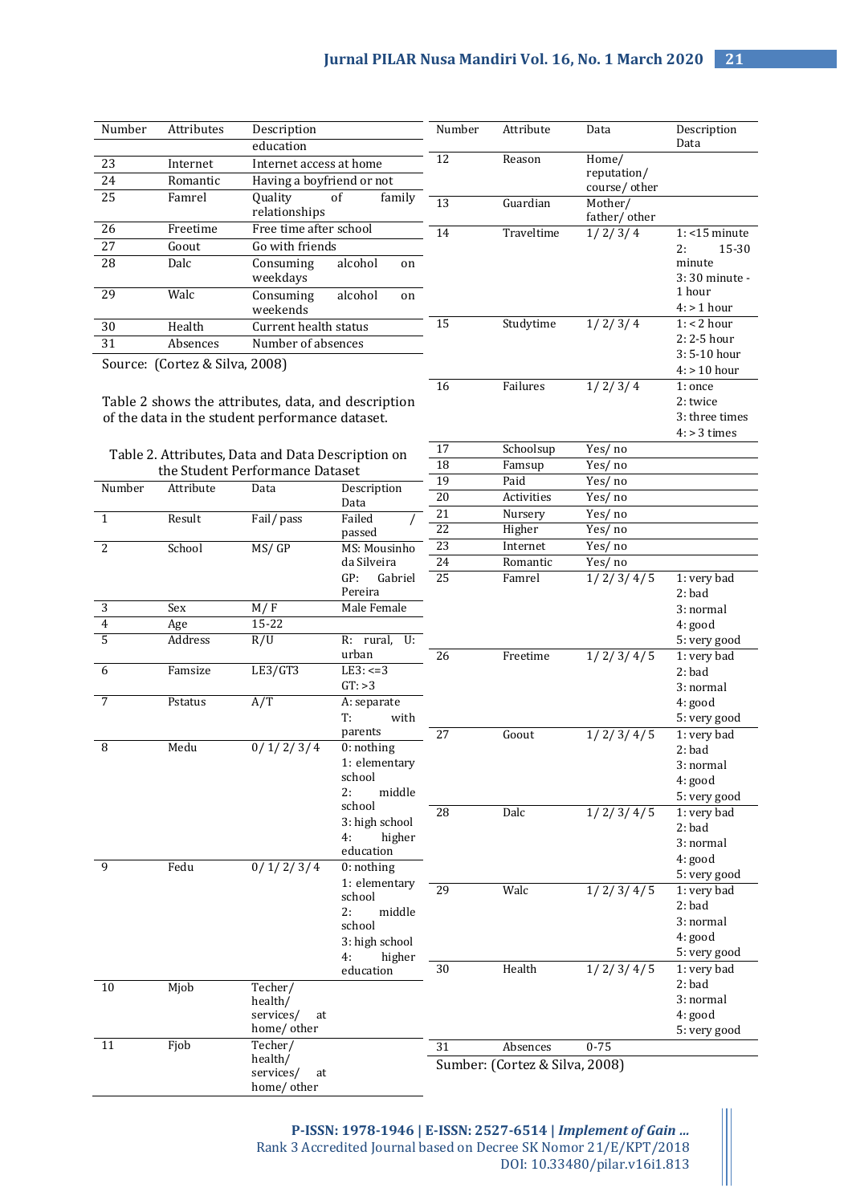| Number | Attributes | Description |
|---|---|---|
| | | education |
| 23 | Internet | Internet access at home |
| 24 | Romantic | Having a boyfriend or not |
| 25 | Famrel | Quality of family relationships |
| 26 | Freetime | Free time after school |
| 27 | Goout | Go with friends |
| 28 | Dalc | Consuming alcohol on weekdays |
| 29 | Walc | Consuming alcohol on weekends |
| 30 | Health | Current health status |
| 31 | Absences | Number of absences |

Source: (Cortez & Silva, 2008)

Table 2 shows the attributes, data, and description of the data in the student performance dataset.

Table 2. Attributes, Data and Data Description on the Student Performance Dataset

| Number | Attribute | Data | Description Data |
|---|---|---|---|
| 1 | Result | Fail/ pass | Failed / passed |
| 2 | School | MS/ GP | MS: Mousinho da Silveira<br>GP: Gabriel Pereira |
| 3 | Sex | M/ F | Male Female |
| 4 | Age | 15-22 | |
| 5 | Address | R/U | R: rural, U: urban |
| 6 | Famsize | LE3/GT3 | LE3: <=3<br>GT: >3 |
| 7 | Pstatus | A/T | A: separate<br>T: with parents |
| 8 | Medu | 0/ 1/ 2/ 3/ 4 | 0: nothing<br>1: elementary school<br>2: middle school<br>3: high school<br>4: higher education |
| 9 | Fedu | 0/ 1/ 2/ 3/ 4 | 0: nothing<br>1: elementary school<br>2: middle school<br>3: high school<br>4: higher education |
| 10 | Mjob | Techer/ health/ services/ at home/ other | |
| 11 | Fjob | Techer/ health/ services/ at home/ other | |
| 12 | Reason | Home/ reputation/ course/ other | |
| 13 | Guardian | Mother/ father/ other | |
| 14 | Traveltime | 1/ 2/ 3/ 4 | 1: <15 minute<br>2: 15-30 minute<br>3: 30 minute - 1 hour<br>4: > 1 hour |
| 15 | Studytime | 1/ 2/ 3/ 4 | 1: < 2 hour<br>2: 2-5 hour<br>3: 5-10 hour<br>4: > 10 hour |
| 16 | Failures | 1/ 2/ 3/ 4 | 1: once<br>2: twice<br>3: three times<br>4: > 3 times |
| 17 | Schoolsup | Yes/ no | |
| 18 | Famsup | Yes/ no | |
| 19 | Paid | Yes/ no | |
| 20 | Activities | Yes/ no | |
| 21 | Nursery | Yes/ no | |
| 22 | Higher | Yes/ no | |
| 23 | Internet | Yes/ no | |
| 24 | Romantic | Yes/ no | |
| 25 | Famrel | 1/ 2/ 3/ 4/ 5 | 1: very bad<br>2: bad<br>3: normal<br>4: good<br>5: very good |
| 26 | Freetime | 1/ 2/ 3/ 4/ 5 | 1: very bad<br>2: bad<br>3: normal<br>4: good<br>5: very good |
| 27 | Goout | 1/ 2/ 3/ 4/ 5 | 1: very bad<br>2: bad<br>3: normal<br>4: good<br>5: very good |
| 28 | Dalc | 1/ 2/ 3/ 4/ 5 | 1: very bad<br>2: bad<br>3: normal<br>4: good<br>5: very good |
| 29 | Walc | 1/ 2/ 3/ 4/ 5 | 1: very bad<br>2: bad<br>3: normal<br>4: good<br>5: very good |
| 30 | Health | 1/ 2/ 3/ 4/ 5 | 1: very bad<br>2: bad<br>3: normal<br>4: good<br>5: very good |
| 31 | Absences | 0-75 | |

Sumber: (Cortez & Silva, 2008)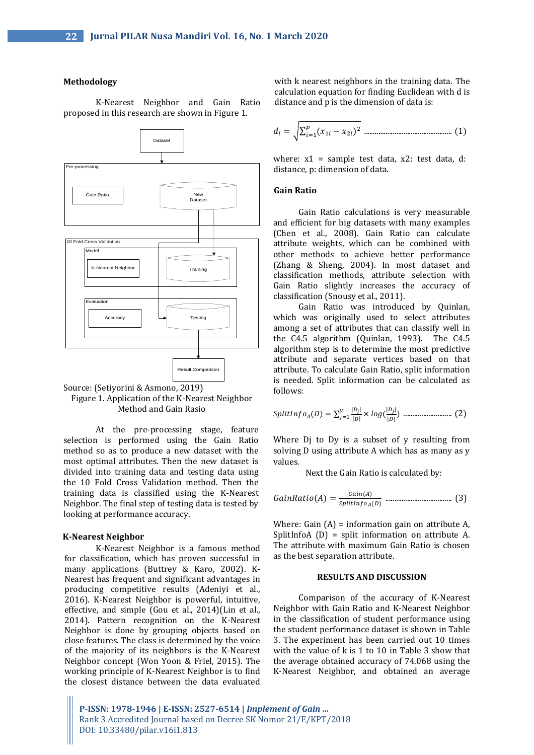### Methodology

K-Nearest Neighbor and Gain Ratio proposed in this research are shown in Figure 1.

Dataset

Pre-processing

Gain Ratio

New Dataset

10 Fold Cross Validation

Model

K-Nearest Neighbor

Training

Evaluation

Accuracy

Testing

Result Comparison

Source: (Setiyorini & Asmono, 2019)

Figure 1. Application of the K-Nearest Neighbor Method and Gain Rasio

At the pre-processing stage, feature selection is performed using the Gain Ratio method so as to produce a new dataset with the most optimal attributes. Then the new dataset is divided into training data and testing data using the 10 Fold Cross Validation method. Then the training data is classified using the K-Nearest Neighbor. The final step of testing data is tested by looking at performance accuracy.

### K-Nearest Neighbor

K-Nearest Neighbor is a famous method for classification, which has proven successful in many applications (Buttrey & Karo, 2002). K-Nearest has frequent and significant advantages in producing competitive results (Adeniyi et al., 2016). K-Nearest Neighbor is powerful, intuitive, effective, and simple (Gou et al., 2014)(Lin et al., 2014). Pattern recognition on the K-Nearest Neighbor is done by grouping objects based on close features. The class is determined by the voice of the majority of its neighbors is the K-Nearest Neighbor concept (Won Yoon & Friel, 2015). The working principle of K-Nearest Neighbor is to find the closest distance between the data evaluated with k nearest neighbors in the training data. The calculation equation for finding Euclidean with d is distance and p is the dimension of data is:

$$d_i = \sqrt{\sum_{i=1}^{p}(x_{1i} - x_{2i})^2} \quad \text{.......} (1)$$

where: x1 = sample test data, x2: test data, d: distance, p: dimension of data.

### Gain Ratio

Gain Ratio calculations is very measurable and efficient for big datasets with many examples (Chen et al., 2008). Gain Ratio can calculate attribute weights, which can be combined with other methods to achieve better performance (Zhang & Sheng, 2004). In most dataset and classification methods, attribute selection with Gain Ratio slightly increases the accuracy of classification (Snousy et al., 2011).

Gain Ratio was introduced by Quinlan, which was originally used to select attributes among a set of attributes that can classify well in the C4.5 algorithm (Quinlan, 1993). The C4.5 algorithm step is to determine the most predictive attribute and separate vertices based on that attribute. To calculate Gain Ratio, split information is needed. Split information can be calculated as follows:

$$SplitInfo_A(D) = \sum_{j=1}^{y} \frac{|D_j|}{|D|} \times log(\frac{|D_j|}{|D|}) \quad \text{.......} (2)$$

Where Dj to Dy is a subset of y resulting from solving D using attribute A which has as many as y values.

Next the Gain Ratio is calculated by:

$$GainRatio(A) = \frac{Gain(A)}{SplitInfo_A(D)} \quad \text{.......} (3)$$

Where: Gain (A) = information gain on attribute A, SplitInfoA (D) = split information on attribute A. The attribute with maximum Gain Ratio is chosen as the best separation attribute.

## RESULTS AND DISCUSSION

Comparison of the accuracy of K-Nearest Neighbor with Gain Ratio and K-Nearest Neighbor in the classification of student performance using the student performance dataset is shown in Table 3. The experiment has been carried out 10 times with the value of k is 1 to 10 in Table 3 show that the average obtained accuracy of 74.068 using the K-Nearest Neighbor, and obtained an average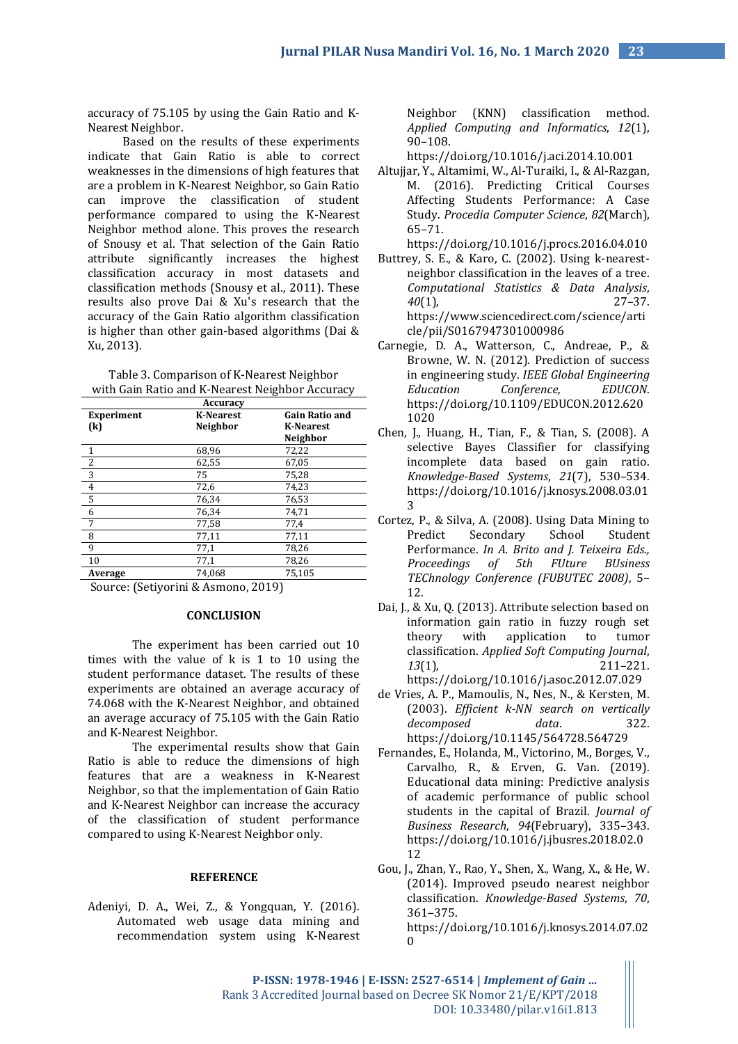accuracy of 75.105 by using the Gain Ratio and K-Nearest Neighbor.

Based on the results of these experiments indicate that Gain Ratio is able to correct weaknesses in the dimensions of high features that are a problem in K-Nearest Neighbor, so Gain Ratio can improve the classification of student performance compared to using the K-Nearest Neighbor method alone. This proves the research of Snousy et al. That selection of the Gain Ratio attribute significantly increases the highest classification accuracy in most datasets and classification methods (Snousy et al., 2011). These results also prove Dai & Xu's research that the accuracy of the Gain Ratio algorithm classification is higher than other gain-based algorithms (Dai & Xu, 2013).

Table 3. Comparison of K-Nearest Neighbor with Gain Ratio and K-Nearest Neighbor Accuracy

| | Accuracy | |
|---|---|---|
| **Experiment (k)** | **K-Nearest Neighbor** | **Gain Ratio and K-Nearest Neighbor** |
| 1 | 68,96 | 72,22 |
| 2 | 62,55 | 67,05 |
| 3 | 75 | 75,28 |
| 4 | 72,6 | 74,23 |
| 5 | 76,34 | 76,53 |
| 6 | 76,34 | 74,71 |
| 7 | 77,58 | 77,4 |
| 8 | 77,11 | 77,11 |
| 9 | 77,1 | 78,26 |
| 10 | 77,1 | 78,26 |
| **Average** | 74,068 | 75,105 |

Source: (Setiyorini & Asmono, 2019)

## CONCLUSION

The experiment has been carried out 10 times with the value of k is 1 to 10 using the student performance dataset. The results of these experiments are obtained an average accuracy of 74.068 with the K-Nearest Neighbor, and obtained an average accuracy of 75.105 with the Gain Ratio and K-Nearest Neighbor.

The experimental results show that Gain Ratio is able to reduce the dimensions of high features that are a weakness in K-Nearest Neighbor, so that the implementation of Gain Ratio and K-Nearest Neighbor can increase the accuracy of the classification of student performance compared to using K-Nearest Neighbor only.

## REFERENCE

Adeniyi, D. A., Wei, Z., & Yongquan, Y. (2016). Automated web usage data mining and recommendation system using K-Nearest Neighbor (KNN) classification method. *Applied Computing and Informatics*, *12*(1), 90–108. https://doi.org/10.1016/j.aci.2014.10.001

Altujjar, Y., Altamimi, W., Al-Turaiki, I., & Al-Razgan, M. (2016). Predicting Critical Courses Affecting Students Performance: A Case Study. *Procedia Computer Science*, *82*(March), 65–71. https://doi.org/10.1016/j.procs.2016.04.010

Buttrey, S. E., & Karo, C. (2002). Using k-nearest-neighbor classification in the leaves of a tree. *Computational Statistics & Data Analysis*, *40*(1), 27–37. https://www.sciencedirect.com/science/article/pii/S0167947301000986

Carnegie, D. A., Watterson, C., Andreae, P., & Browne, W. N. (2012). Prediction of success in engineering study. *IEEE Global Engineering Education Conference, EDUCON*. https://doi.org/10.1109/EDUCON.2012.6201020

Chen, J., Huang, H., Tian, F., & Tian, S. (2008). A selective Bayes Classifier for classifying incomplete data based on gain ratio. *Knowledge-Based Systems*, *21*(7), 530–534. https://doi.org/10.1016/j.knosys.2008.03.013

Cortez, P., & Silva, A. (2008). Using Data Mining to Predict Secondary School Student Performance. *In A. Brito and J. Teixeira Eds., Proceedings of 5th FUture BUsiness TEChnology Conference (FUBUTEC 2008)*, 5–12.

Dai, J., & Xu, Q. (2013). Attribute selection based on information gain ratio in fuzzy rough set theory with application to tumor classification. *Applied Soft Computing Journal*, *13*(1), 211–221. https://doi.org/10.1016/j.asoc.2012.07.029

de Vries, A. P., Mamoulis, N., Nes, N., & Kersten, M. (2003). *Efficient k-NN search on vertically decomposed data*. 322. https://doi.org/10.1145/564728.564729

Fernandes, E., Holanda, M., Victorino, M., Borges, V., Carvalho, R., & Erven, G. Van. (2019). Educational data mining: Predictive analysis of academic performance of public school students in the capital of Brazil. *Journal of Business Research*, *94*(February), 335–343. https://doi.org/10.1016/j.jbusres.2018.02.012

Gou, J., Zhan, Y., Rao, Y., Shen, X., Wang, X., & He, W. (2014). Improved pseudo nearest neighbor classification. *Knowledge-Based Systems*, *70*, 361–375. https://doi.org/10.1016/j.knosys.2014.07.020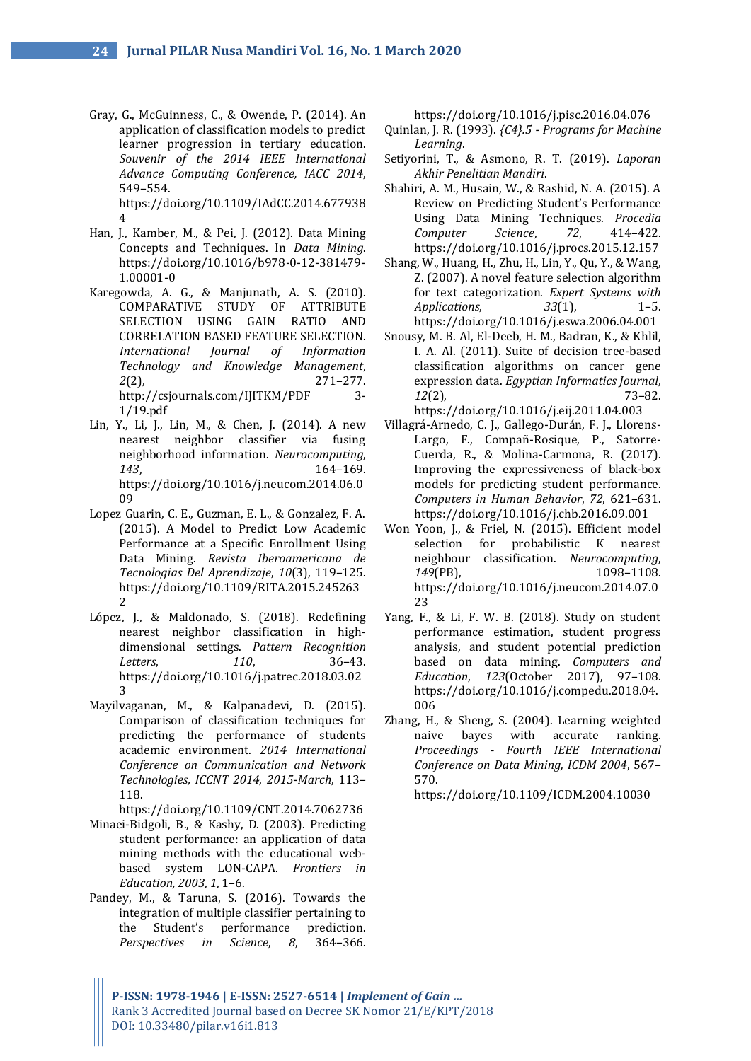Gray, G., McGuinness, C., & Owende, P. (2014). An application of classification models to predict learner progression in tertiary education. *Souvenir of the 2014 IEEE International Advance Computing Conference, IACC 2014*, 549–554. https://doi.org/10.1109/IAdCC.2014.6779384

Han, J., Kamber, M., & Pei, J. (2012). Data Mining Concepts and Techniques. In *Data Mining*. https://doi.org/10.1016/b978-0-12-381479-1.00001-0

Karegowda, A. G., & Manjunath, A. S. (2010). COMPARATIVE STUDY OF ATTRIBUTE SELECTION USING GAIN RATIO AND CORRELATION BASED FEATURE SELECTION. *International Journal of Information Technology and Knowledge Management*, *2*(2), 271–277. http://csjournals.com/IJITKM/PDF 3-1/19.pdf

Lin, Y., Li, J., Lin, M., & Chen, J. (2014). A new nearest neighbor classifier via fusing neighborhood information. *Neurocomputing*, *143*, 164–169. https://doi.org/10.1016/j.neucom.2014.06.009

Lopez Guarin, C. E., Guzman, E. L., & Gonzalez, F. A. (2015). A Model to Predict Low Academic Performance at a Specific Enrollment Using Data Mining. *Revista Iberoamericana de Tecnologias Del Aprendizaje*, *10*(3), 119–125. https://doi.org/10.1109/RITA.2015.2452632

López, J., & Maldonado, S. (2018). Redefining nearest neighbor classification in high-dimensional settings. *Pattern Recognition Letters*, *110*, 36–43. https://doi.org/10.1016/j.patrec.2018.03.023

Mayilvaganan, M., & Kalpanadevi, D. (2015). Comparison of classification techniques for predicting the performance of students academic environment. *2014 International Conference on Communication and Network Technologies, ICCNT 2014*, *2015-March*, 113–118. https://doi.org/10.1109/CNT.2014.7062736

Minaei-Bidgoli, B., & Kashy, D. (2003). Predicting student performance: an application of data mining methods with the educational web-based system LON-CAPA. *Frontiers in Education, 2003*, *1*, 1–6.

Pandey, M., & Taruna, S. (2016). Towards the integration of multiple classifier pertaining to the Student's performance prediction. *Perspectives in Science*, *8*, 364–366. https://doi.org/10.1016/j.pisc.2016.04.076

Quinlan, J. R. (1993). *{C4}.5 - Programs for Machine Learning*.

Setiyorini, T., & Asmono, R. T. (2019). *Laporan Akhir Penelitian Mandiri*.

Shahiri, A. M., Husain, W., & Rashid, N. A. (2015). A Review on Predicting Student's Performance Using Data Mining Techniques. *Procedia Computer Science*, *72*, 414–422. https://doi.org/10.1016/j.procs.2015.12.157

Shang, W., Huang, H., Zhu, H., Lin, Y., Qu, Y., & Wang, Z. (2007). A novel feature selection algorithm for text categorization. *Expert Systems with Applications*, *33*(1), 1–5. https://doi.org/10.1016/j.eswa.2006.04.001

Snousy, M. B. Al, El-Deeb, H. M., Badran, K., & Khlil, I. A. Al. (2011). Suite of decision tree-based classification algorithms on cancer gene expression data. *Egyptian Informatics Journal*, *12*(2), 73–82. https://doi.org/10.1016/j.eij.2011.04.003

Villagrá-Arnedo, C. J., Gallego-Durán, F. J., Llorens-Largo, F., Compañ-Rosique, P., Satorre-Cuerda, R., & Molina-Carmona, R. (2017). Improving the expressiveness of black-box models for predicting student performance. *Computers in Human Behavior*, *72*, 621–631. https://doi.org/10.1016/j.chb.2016.09.001

Won Yoon, J., & Friel, N. (2015). Efficient model selection for probabilistic K nearest neighbour classification. *Neurocomputing*, *149*(PB), 1098–1108. https://doi.org/10.1016/j.neucom.2014.07.023

Yang, F., & Li, F. W. B. (2018). Study on student performance estimation, student progress analysis, and student potential prediction based on data mining. *Computers and Education*, *123*(October 2017), 97–108. https://doi.org/10.1016/j.compedu.2018.04.006

Zhang, H., & Sheng, S. (2004). Learning weighted naive bayes with accurate ranking. *Proceedings - Fourth IEEE International Conference on Data Mining, ICDM 2004*, 567–570. https://doi.org/10.1109/ICDM.2004.10030